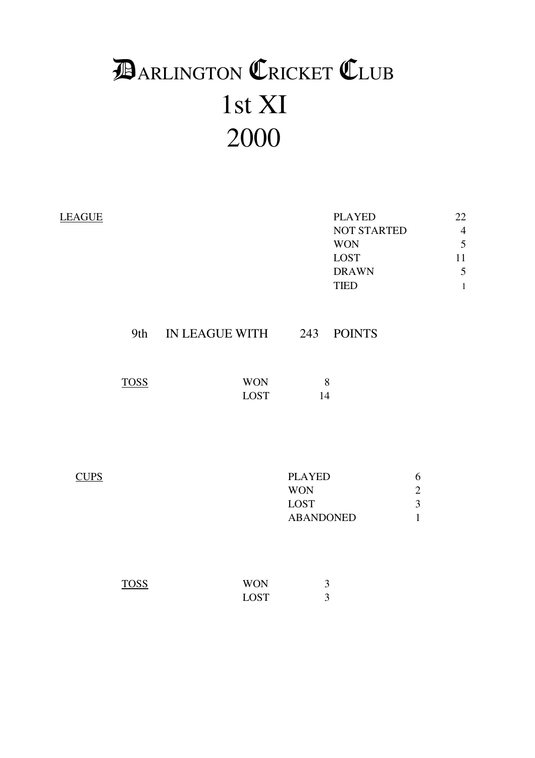# DARLINGTON CRICKET CLUB
# 1st XI
# 2000

**LEAGUE**

| | |
|---|---|
| PLAYED | 22 |
| NOT STARTED | 4 |
| WON | 5 |
| LOST | 11 |
| DRAWN | 5 |
| TIED | 1 |

9th IN LEAGUE WITH 243 POINTS

**TOSS**

| | |
|---|---|
| WON | 8 |
| LOST | 14 |

**CUPS**

| | |
|---|---|
| PLAYED | 6 |
| WON | 2 |
| LOST | 3 |
| ABANDONED | 1 |

**TOSS**

| | |
|---|---|
| WON | 3 |
| LOST | 3 |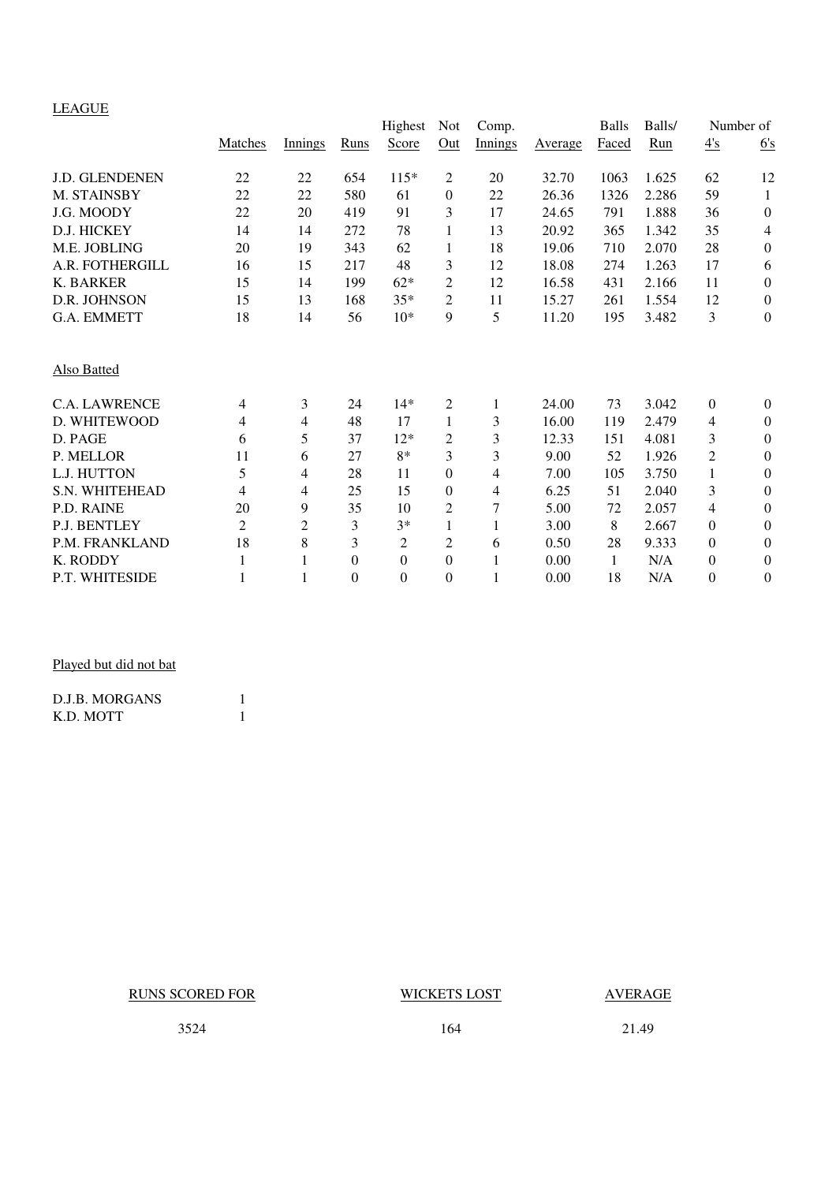LEAGUE

| | Matches | Innings | Runs | Highest Score | Not Out | Comp. Innings | Average | Balls Faced | Balls/ Run | Number of 4's | 6's |
|---|---|---|---|---|---|---|---|---|---|---|---|
| J.D. GLENDENEN | 22 | 22 | 654 | 115* | 2 | 20 | 32.70 | 1063 | 1.625 | 62 | 12 |
| M. STAINSBY | 22 | 22 | 580 | 61 | 0 | 22 | 26.36 | 1326 | 2.286 | 59 | 1 |
| J.G. MOODY | 22 | 20 | 419 | 91 | 3 | 17 | 24.65 | 791 | 1.888 | 36 | 0 |
| D.J. HICKEY | 14 | 14 | 272 | 78 | 1 | 13 | 20.92 | 365 | 1.342 | 35 | 4 |
| M.E. JOBLING | 20 | 19 | 343 | 62 | 1 | 18 | 19.06 | 710 | 2.070 | 28 | 0 |
| A.R. FOTHERGILL | 16 | 15 | 217 | 48 | 3 | 12 | 18.08 | 274 | 1.263 | 17 | 6 |
| K. BARKER | 15 | 14 | 199 | 62* | 2 | 12 | 16.58 | 431 | 2.166 | 11 | 0 |
| D.R. JOHNSON | 15 | 13 | 168 | 35* | 2 | 11 | 15.27 | 261 | 1.554 | 12 | 0 |
| G.A. EMMETT | 18 | 14 | 56 | 10* | 9 | 5 | 11.20 | 195 | 3.482 | 3 | 0 |

Also Batted

| | Matches | Innings | Runs | Highest Score | Not Out | Comp. Innings | Average | Balls Faced | Balls/ Run | 4's | 6's |
|---|---|---|---|---|---|---|---|---|---|---|---|
| C.A. LAWRENCE | 4 | 3 | 24 | 14* | 2 | 1 | 24.00 | 73 | 3.042 | 0 | 0 |
| D. WHITEWOOD | 4 | 4 | 48 | 17 | 1 | 3 | 16.00 | 119 | 2.479 | 4 | 0 |
| D. PAGE | 6 | 5 | 37 | 12* | 2 | 3 | 12.33 | 151 | 4.081 | 3 | 0 |
| P. MELLOR | 11 | 6 | 27 | 8* | 3 | 3 | 9.00 | 52 | 1.926 | 2 | 0 |
| L.J. HUTTON | 5 | 4 | 28 | 11 | 0 | 4 | 7.00 | 105 | 3.750 | 1 | 0 |
| S.N. WHITEHEAD | 4 | 4 | 25 | 15 | 0 | 4 | 6.25 | 51 | 2.040 | 3 | 0 |
| P.D. RAINE | 20 | 9 | 35 | 10 | 2 | 7 | 5.00 | 72 | 2.057 | 4 | 0 |
| P.J. BENTLEY | 2 | 2 | 3 | 3* | 1 | 1 | 3.00 | 8 | 2.667 | 0 | 0 |
| P.M. FRANKLAND | 18 | 8 | 3 | 2 | 2 | 6 | 0.50 | 28 | 9.333 | 0 | 0 |
| K. RODDY | 1 | 1 | 0 | 0 | 0 | 1 | 0.00 | 1 | N/A | 0 | 0 |
| P.T. WHITESIDE | 1 | 1 | 0 | 0 | 0 | 1 | 0.00 | 18 | N/A | 0 | 0 |

Played but did not bat

| | |
|---|---|
| D.J.B. MORGANS | 1 |
| K.D. MOTT | 1 |

| RUNS SCORED FOR | WICKETS LOST | AVERAGE |
|---|---|---|
| 3524 | 164 | 21.49 |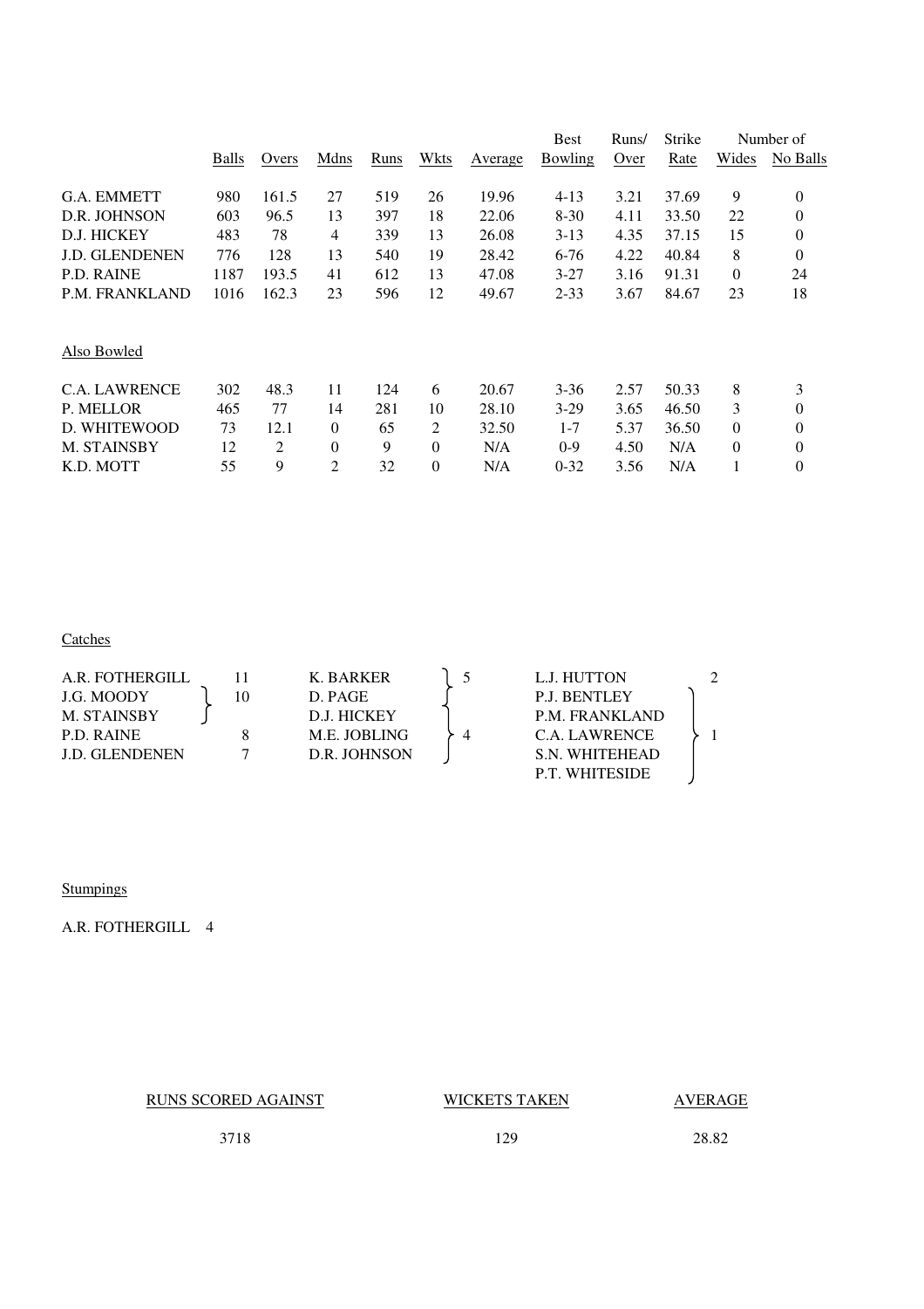| | Balls | Overs | Mdns | Runs | Wkts | Average | Best Bowling | Runs/ Over | Strike Rate | Number of Wides | No Balls |
|---|---|---|---|---|---|---|---|---|---|---|---|
| G.A. EMMETT | 980 | 161.5 | 27 | 519 | 26 | 19.96 | 4-13 | 3.21 | 37.69 | 9 | 0 |
| D.R. JOHNSON | 603 | 96.5 | 13 | 397 | 18 | 22.06 | 8-30 | 4.11 | 33.50 | 22 | 0 |
| D.J. HICKEY | 483 | 78 | 4 | 339 | 13 | 26.08 | 3-13 | 4.35 | 37.15 | 15 | 0 |
| J.D. GLENDENEN | 776 | 128 | 13 | 540 | 19 | 28.42 | 6-76 | 4.22 | 40.84 | 8 | 0 |
| P.D. RAINE | 1187 | 193.5 | 41 | 612 | 13 | 47.08 | 3-27 | 3.16 | 91.31 | 0 | 24 |
| P.M. FRANKLAND | 1016 | 162.3 | 23 | 596 | 12 | 49.67 | 2-33 | 3.67 | 84.67 | 23 | 18 |
| **Also Bowled** | | | | | | | | | | | |
| C.A. LAWRENCE | 302 | 48.3 | 11 | 124 | 6 | 20.67 | 3-36 | 2.57 | 50.33 | 8 | 3 |
| P. MELLOR | 465 | 77 | 14 | 281 | 10 | 28.10 | 3-29 | 3.65 | 46.50 | 3 | 0 |
| D. WHITEWOOD | 73 | 12.1 | 0 | 65 | 2 | 32.50 | 1-7 | 5.37 | 36.50 | 0 | 0 |
| M. STAINSBY | 12 | 2 | 0 | 9 | 0 | N/A | 0-9 | 4.50 | N/A | 0 | 0 |
| K.D. MOTT | 55 | 9 | 2 | 32 | 0 | N/A | 0-32 | 3.56 | N/A | 1 | 0 |

Catches

| Player | Catches |
|---|---|
| A.R. FOTHERGILL | 11 |
| J.G. MOODY, M. STAINSBY | 10 |
| P.D. RAINE | 8 |
| J.D. GLENDENEN | 7 |
| K. BARKER | 5 |
| D. PAGE, D.J. HICKEY, M.E. JOBLING, D.R. JOHNSON | 4 |
| L.J. HUTTON | 2 |
| P.J. BENTLEY, P.M. FRANKLAND, C.A. LAWRENCE, S.N. WHITEHEAD, P.T. WHITESIDE | 1 |

Stumpings

A.R. FOTHERGILL 4

| RUNS SCORED AGAINST | WICKETS TAKEN | AVERAGE |
|---|---|---|
| 3718 | 129 | 28.82 |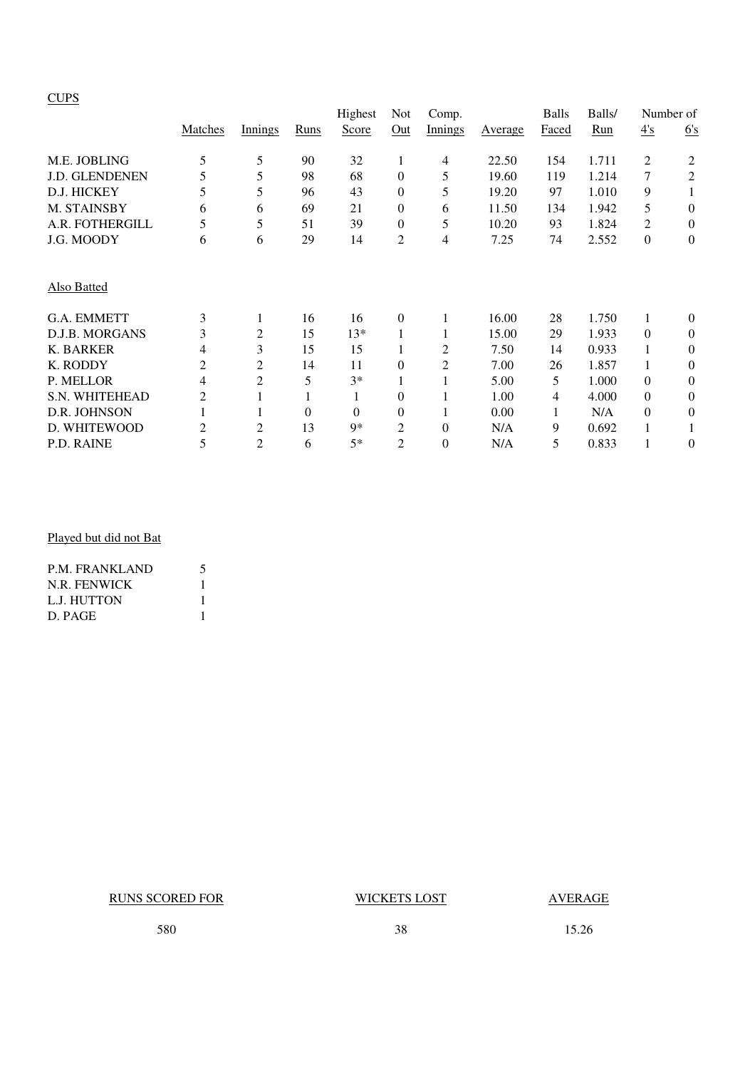## CUPS

| | Matches | Innings | Runs | Highest Score | Not Out | Comp. Innings | Average | Balls Faced | Balls/ Run | Number of 4's | 6's |
|---|---|---|---|---|---|---|---|---|---|---|---|
| M.E. JOBLING | 5 | 5 | 90 | 32 | 1 | 4 | 22.50 | 154 | 1.711 | 2 | 2 |
| J.D. GLENDENEN | 5 | 5 | 98 | 68 | 0 | 5 | 19.60 | 119 | 1.214 | 7 | 2 |
| D.J. HICKEY | 5 | 5 | 96 | 43 | 0 | 5 | 19.20 | 97 | 1.010 | 9 | 1 |
| M. STAINSBY | 6 | 6 | 69 | 21 | 0 | 6 | 11.50 | 134 | 1.942 | 5 | 0 |
| A.R. FOTHERGILL | 5 | 5 | 51 | 39 | 0 | 5 | 10.20 | 93 | 1.824 | 2 | 0 |
| J.G. MOODY | 6 | 6 | 29 | 14 | 2 | 4 | 7.25 | 74 | 2.552 | 0 | 0 |

### Also Batted

| | Matches | Innings | Runs | Highest Score | Not Out | Comp. Innings | Average | Balls Faced | Balls/ Run | Number of 4's | 6's |
|---|---|---|---|---|---|---|---|---|---|---|---|
| G.A. EMMETT | 3 | 1 | 16 | 16 | 0 | 1 | 16.00 | 28 | 1.750 | 1 | 0 |
| D.J.B. MORGANS | 3 | 2 | 15 | 13* | 1 | 1 | 15.00 | 29 | 1.933 | 0 | 0 |
| K. BARKER | 4 | 3 | 15 | 15 | 1 | 2 | 7.50 | 14 | 0.933 | 1 | 0 |
| K. RODDY | 2 | 2 | 14 | 11 | 0 | 2 | 7.00 | 26 | 1.857 | 1 | 0 |
| P. MELLOR | 4 | 2 | 5 | 3* | 1 | 1 | 5.00 | 5 | 1.000 | 0 | 0 |
| S.N. WHITEHEAD | 2 | 1 | 1 | 1 | 0 | 1 | 1.00 | 4 | 4.000 | 0 | 0 |
| D.R. JOHNSON | 1 | 1 | 0 | 0 | 0 | 1 | 0.00 | 1 | N/A | 0 | 0 |
| D. WHITEWOOD | 2 | 2 | 13 | 9* | 2 | 0 | N/A | 9 | 0.692 | 1 | 1 |
| P.D. RAINE | 5 | 2 | 6 | 5* | 2 | 0 | N/A | 5 | 0.833 | 1 | 0 |

### Played but did not Bat

| | |
|---|---|
| P.M. FRANKLAND | 5 |
| N.R. FENWICK | 1 |
| L.J. HUTTON | 1 |
| D. PAGE | 1 |

| RUNS SCORED FOR | WICKETS LOST | AVERAGE |
|---|---|---|
| 580 | 38 | 15.26 |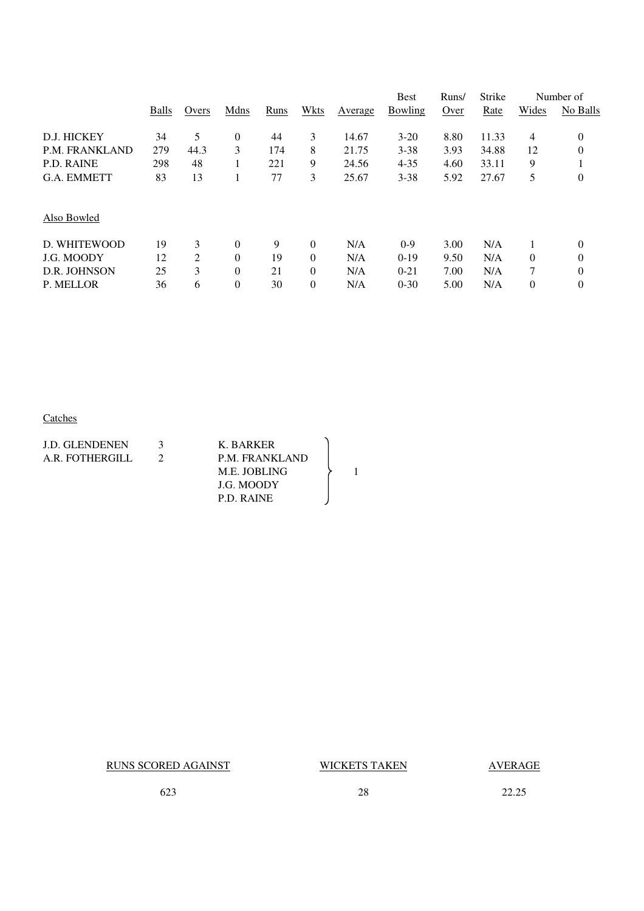| | Balls | Overs | Mdns | Runs | Wkts | Average | Best Bowling | Runs/ Over | Strike Rate | Number of Wides | No Balls |
|---|---|---|---|---|---|---|---|---|---|---|---|
| D.J. HICKEY | 34 | 5 | 0 | 44 | 3 | 14.67 | 3-20 | 8.80 | 11.33 | 4 | 0 |
| P.M. FRANKLAND | 279 | 44.3 | 3 | 174 | 8 | 21.75 | 3-38 | 3.93 | 34.88 | 12 | 0 |
| P.D. RAINE | 298 | 48 | 1 | 221 | 9 | 24.56 | 4-35 | 4.60 | 33.11 | 9 | 1 |
| G.A. EMMETT | 83 | 13 | 1 | 77 | 3 | 25.67 | 3-38 | 5.92 | 27.67 | 5 | 0 |

Also Bowled

| | Balls | Overs | Mdns | Runs | Wkts | Average | Best Bowling | Runs/ Over | Strike Rate | Number of Wides | No Balls |
|---|---|---|---|---|---|---|---|---|---|---|---|
| D. WHITEWOOD | 19 | 3 | 0 | 9 | 0 | N/A | 0-9 | 3.00 | N/A | 1 | 0 |
| J.G. MOODY | 12 | 2 | 0 | 19 | 0 | N/A | 0-19 | 9.50 | N/A | 0 | 0 |
| D.R. JOHNSON | 25 | 3 | 0 | 21 | 0 | N/A | 0-21 | 7.00 | N/A | 7 | 0 |
| P. MELLOR | 36 | 6 | 0 | 30 | 0 | N/A | 0-30 | 5.00 | N/A | 0 | 0 |

Catches

| | |
|---|---|
| J.D. GLENDENEN | 3 |
| A.R. FOTHERGILL | 2 |
| K. BARKER | 1 |
| P.M. FRANKLAND | 1 |
| M.E. JOBLING | 1 |
| J.G. MOODY | 1 |
| P.D. RAINE | 1 |

| RUNS SCORED AGAINST | WICKETS TAKEN | AVERAGE |
|---|---|---|
| 623 | 28 | 22.25 |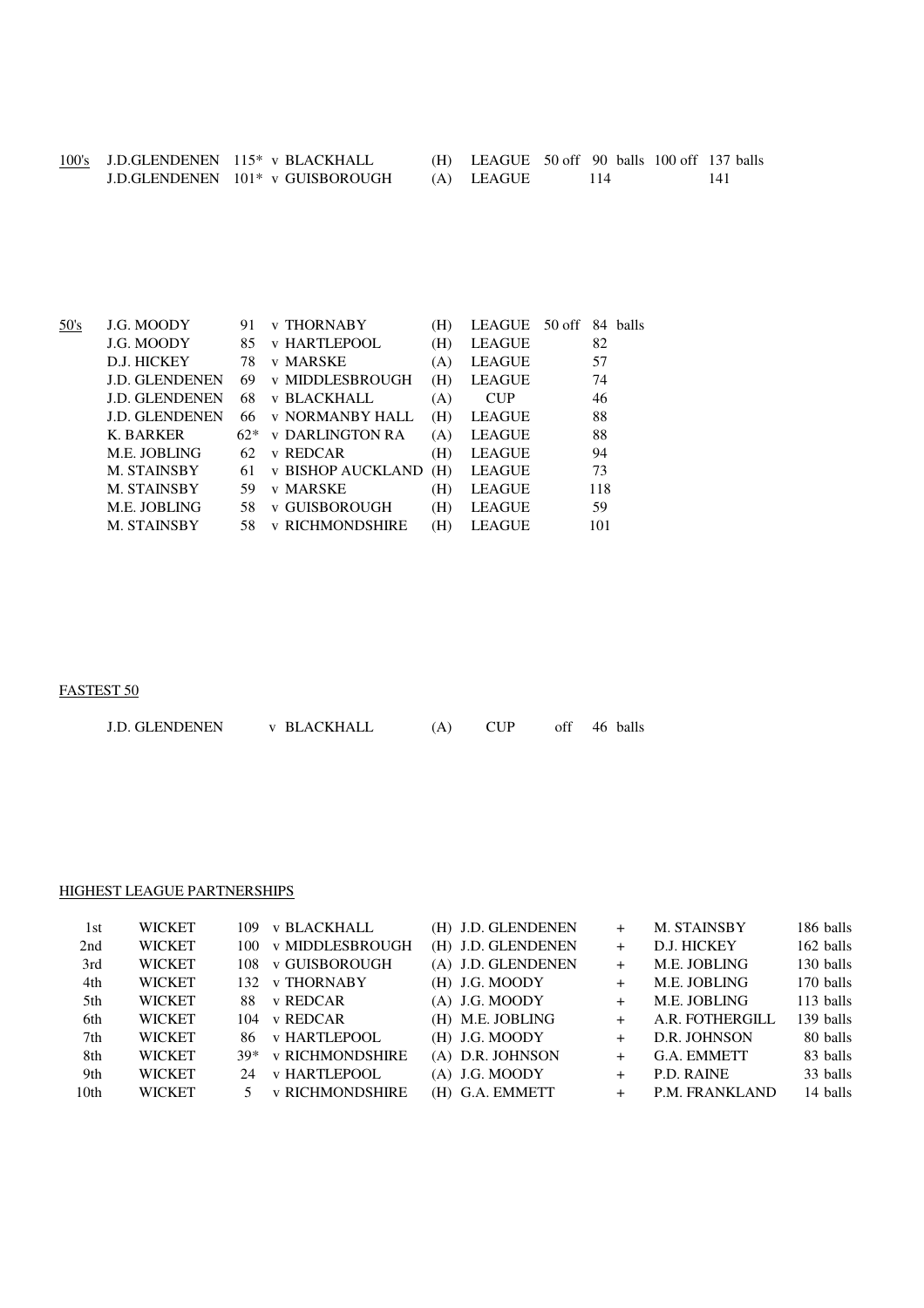## 100's

| Player | Score | Opponent | Venue | Competition | 50 off (balls) | 100 off (balls) |
|---|---|---|---|---|---|---|
| J.D.GLENDENEN | 115* | v BLACKHALL | (H) | LEAGUE | 90 | 137 |
| J.D.GLENDENEN | 101* | v GUISBOROUGH | (A) | LEAGUE | 114 | 141 |

## 50's

| Player | Score | Opponent | Venue | Competition | 50 off (balls) |
|---|---|---|---|---|---|
| J.G. MOODY | 91 | v THORNABY | (H) | LEAGUE | 84 |
| J.G. MOODY | 85 | v HARTLEPOOL | (H) | LEAGUE | 82 |
| D.J. HICKEY | 78 | v MARSKE | (A) | LEAGUE | 57 |
| J.D. GLENDENEN | 69 | v MIDDLESBROUGH | (H) | LEAGUE | 74 |
| J.D. GLENDENEN | 68 | v BLACKHALL | (A) | CUP | 46 |
| J.D. GLENDENEN | 66 | v NORMANBY HALL | (H) | LEAGUE | 88 |
| K. BARKER | 62* | v DARLINGTON RA | (A) | LEAGUE | 88 |
| M.E. JOBLING | 62 | v REDCAR | (H) | LEAGUE | 94 |
| M. STAINSBY | 61 | v BISHOP AUCKLAND | (H) | LEAGUE | 73 |
| M. STAINSBY | 59 | v MARSKE | (H) | LEAGUE | 118 |
| M.E. JOBLING | 58 | v GUISBOROUGH | (H) | LEAGUE | 59 |
| M. STAINSBY | 58 | v RICHMONDSHIRE | (H) | LEAGUE | 101 |

## FASTEST 50

J.D. GLENDENEN v BLACKHALL (A) CUP off 46 balls

## HIGHEST LEAGUE PARTNERSHIPS

| Wicket | | Runs | Opponent | Venue | Batsman | | Batsman | Balls |
|---|---|---|---|---|---|---|---|---|
| 1st | WICKET | 109 | v BLACKHALL | (H) | J.D. GLENDENEN | + | M. STAINSBY | 186 balls |
| 2nd | WICKET | 100 | v MIDDLESBROUGH | (H) | J.D. GLENDENEN | + | D.J. HICKEY | 162 balls |
| 3rd | WICKET | 108 | v GUISBOROUGH | (A) | J.D. GLENDENEN | + | M.E. JOBLING | 130 balls |
| 4th | WICKET | 132 | v THORNABY | (H) | J.G. MOODY | + | M.E. JOBLING | 170 balls |
| 5th | WICKET | 88 | v REDCAR | (A) | J.G. MOODY | + | M.E. JOBLING | 113 balls |
| 6th | WICKET | 104 | v REDCAR | (H) | M.E. JOBLING | + | A.R. FOTHERGILL | 139 balls |
| 7th | WICKET | 86 | v HARTLEPOOL | (H) | J.G. MOODY | + | D.R. JOHNSON | 80 balls |
| 8th | WICKET | 39* | v RICHMONDSHIRE | (A) | D.R. JOHNSON | + | G.A. EMMETT | 83 balls |
| 9th | WICKET | 24 | v HARTLEPOOL | (A) | J.G. MOODY | + | P.D. RAINE | 33 balls |
| 10th | WICKET | 5 | v RICHMONDSHIRE | (H) | G.A. EMMETT | + | P.M. FRANKLAND | 14 balls |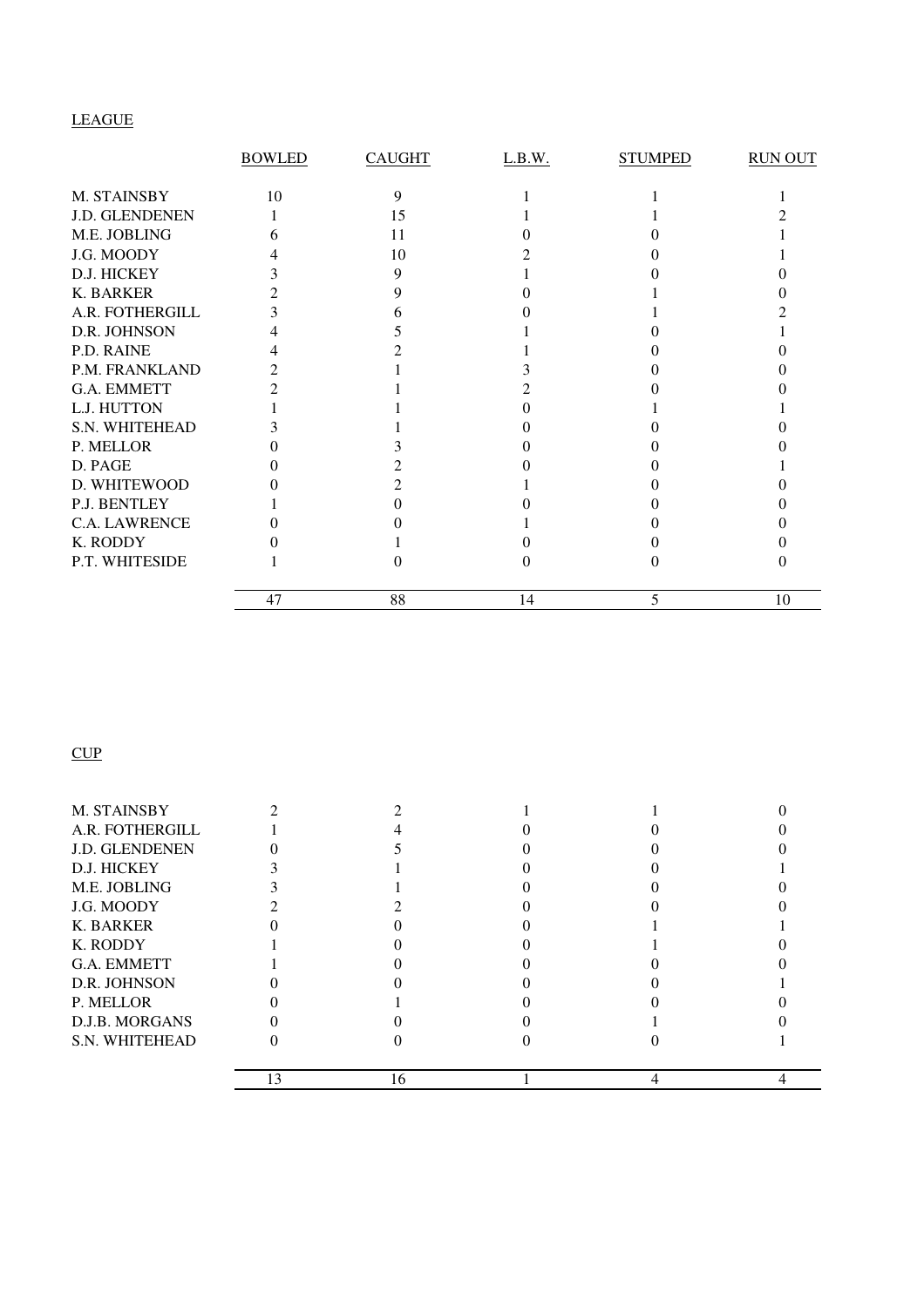LEAGUE

| | BOWLED | CAUGHT | L.B.W. | STUMPED | RUN OUT |
|---|---|---|---|---|---|
| M. STAINSBY | 10 | 9 | 1 | 1 | 1 |
| J.D. GLENDENEN | 1 | 15 | 1 | 1 | 2 |
| M.E. JOBLING | 6 | 11 | 0 | 0 | 1 |
| J.G. MOODY | 4 | 10 | 2 | 0 | 1 |
| D.J. HICKEY | 3 | 9 | 1 | 0 | 0 |
| K. BARKER | 2 | 9 | 0 | 1 | 0 |
| A.R. FOTHERGILL | 3 | 6 | 0 | 1 | 2 |
| D.R. JOHNSON | 4 | 5 | 1 | 0 | 1 |
| P.D. RAINE | 4 | 2 | 1 | 0 | 0 |
| P.M. FRANKLAND | 2 | 1 | 3 | 0 | 0 |
| G.A. EMMETT | 2 | 1 | 2 | 0 | 0 |
| L.J. HUTTON | 1 | 1 | 0 | 1 | 1 |
| S.N. WHITEHEAD | 3 | 1 | 0 | 0 | 0 |
| P. MELLOR | 0 | 3 | 0 | 0 | 0 |
| D. PAGE | 0 | 2 | 0 | 0 | 1 |
| D. WHITEWOOD | 0 | 2 | 1 | 0 | 0 |
| P.J. BENTLEY | 1 | 0 | 0 | 0 | 0 |
| C.A. LAWRENCE | 0 | 0 | 1 | 0 | 0 |
| K. RODDY | 0 | 1 | 0 | 0 | 0 |
| P.T. WHITESIDE | 1 | 0 | 0 | 0 | 0 |
| | 47 | 88 | 14 | 5 | 10 |

CUP

| | BOWLED | CAUGHT | L.B.W. | STUMPED | RUN OUT |
|---|---|---|---|---|---|
| M. STAINSBY | 2 | 2 | 1 | 1 | 0 |
| A.R. FOTHERGILL | 1 | 4 | 0 | 0 | 0 |
| J.D. GLENDENEN | 0 | 5 | 0 | 0 | 0 |
| D.J. HICKEY | 3 | 1 | 0 | 0 | 1 |
| M.E. JOBLING | 3 | 1 | 0 | 0 | 0 |
| J.G. MOODY | 2 | 2 | 0 | 0 | 0 |
| K. BARKER | 0 | 0 | 0 | 1 | 1 |
| K. RODDY | 1 | 0 | 0 | 1 | 0 |
| G.A. EMMETT | 1 | 0 | 0 | 0 | 0 |
| D.R. JOHNSON | 0 | 0 | 0 | 0 | 1 |
| P. MELLOR | 0 | 1 | 0 | 0 | 0 |
| D.J.B. MORGANS | 0 | 0 | 0 | 1 | 0 |
| S.N. WHITEHEAD | 0 | 0 | 0 | 0 | 1 |
| | 13 | 16 | 1 | 4 | 4 |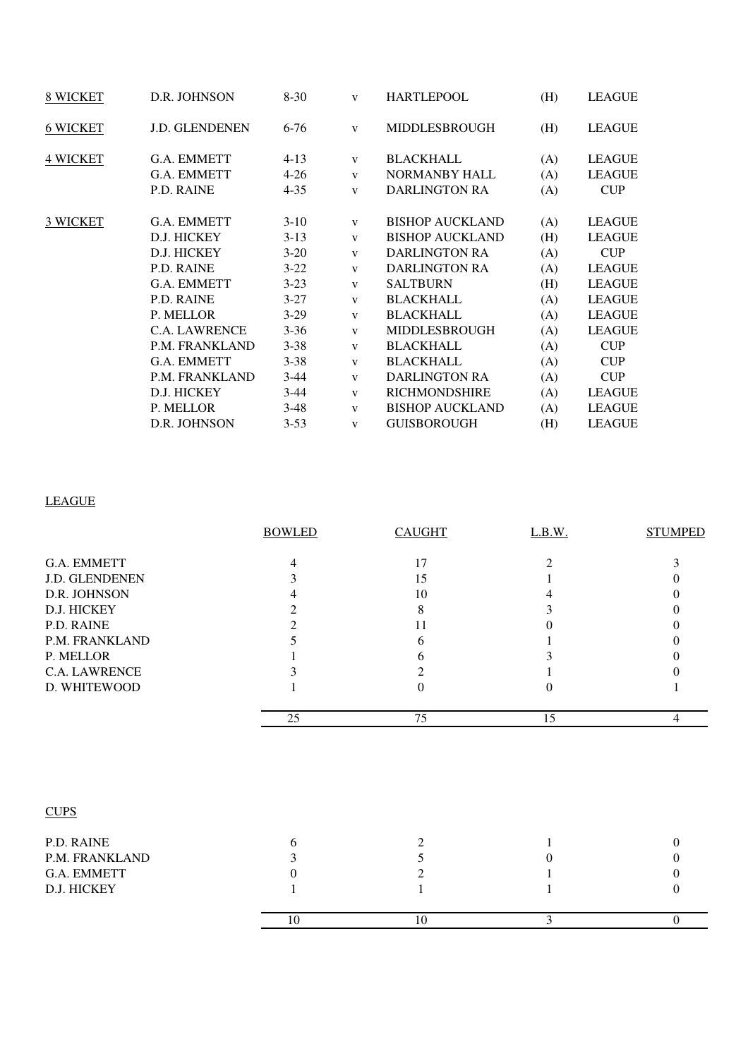| | | | | | | |
|---|---|---|---|---|---|---|
| 8 WICKET | D.R. JOHNSON | 8-30 | v | HARTLEPOOL | (H) | LEAGUE |
| 6 WICKET | J.D. GLENDENEN | 6-76 | v | MIDDLESBROUGH | (H) | LEAGUE |
| 4 WICKET | G.A. EMMETT | 4-13 | v | BLACKHALL | (A) | LEAGUE |
| | G.A. EMMETT | 4-26 | v | NORMANBY HALL | (A) | LEAGUE |
| | P.D. RAINE | 4-35 | v | DARLINGTON RA | (A) | CUP |
| 3 WICKET | G.A. EMMETT | 3-10 | v | BISHOP AUCKLAND | (A) | LEAGUE |
| | D.J. HICKEY | 3-13 | v | BISHOP AUCKLAND | (H) | LEAGUE |
| | D.J. HICKEY | 3-20 | v | DARLINGTON RA | (A) | CUP |
| | P.D. RAINE | 3-22 | v | DARLINGTON RA | (A) | LEAGUE |
| | G.A. EMMETT | 3-23 | v | SALTBURN | (H) | LEAGUE |
| | P.D. RAINE | 3-27 | v | BLACKHALL | (A) | LEAGUE |
| | P. MELLOR | 3-29 | v | BLACKHALL | (A) | LEAGUE |
| | C.A. LAWRENCE | 3-36 | v | MIDDLESBROUGH | (A) | LEAGUE |
| | P.M. FRANKLAND | 3-38 | v | BLACKHALL | (A) | CUP |
| | G.A. EMMETT | 3-38 | v | BLACKHALL | (A) | CUP |
| | P.M. FRANKLAND | 3-44 | v | DARLINGTON RA | (A) | CUP |
| | D.J. HICKEY | 3-44 | v | RICHMONDSHIRE | (A) | LEAGUE |
| | P. MELLOR | 3-48 | v | BISHOP AUCKLAND | (A) | LEAGUE |
| | D.R. JOHNSON | 3-53 | v | GUISBOROUGH | (H) | LEAGUE |

LEAGUE

| | BOWLED | CAUGHT | L.B.W. | STUMPED |
|---|---|---|---|---|
| G.A. EMMETT | 4 | 17 | 2 | 3 |
| J.D. GLENDENEN | 3 | 15 | 1 | 0 |
| D.R. JOHNSON | 4 | 10 | 4 | 0 |
| D.J. HICKEY | 2 | 8 | 3 | 0 |
| P.D. RAINE | 2 | 11 | 0 | 0 |
| P.M. FRANKLAND | 5 | 6 | 1 | 0 |
| P. MELLOR | 1 | 6 | 3 | 0 |
| C.A. LAWRENCE | 3 | 2 | 1 | 0 |
| D. WHITEWOOD | 1 | 0 | 0 | 1 |
| | 25 | 75 | 15 | 4 |

CUPS

| | BOWLED | CAUGHT | L.B.W. | STUMPED |
|---|---|---|---|---|
| P.D. RAINE | 6 | 2 | 1 | 0 |
| P.M. FRANKLAND | 3 | 5 | 0 | 0 |
| G.A. EMMETT | 0 | 2 | 1 | 0 |
| D.J. HICKEY | 1 | 1 | 1 | 0 |
| | 10 | 10 | 3 | 0 |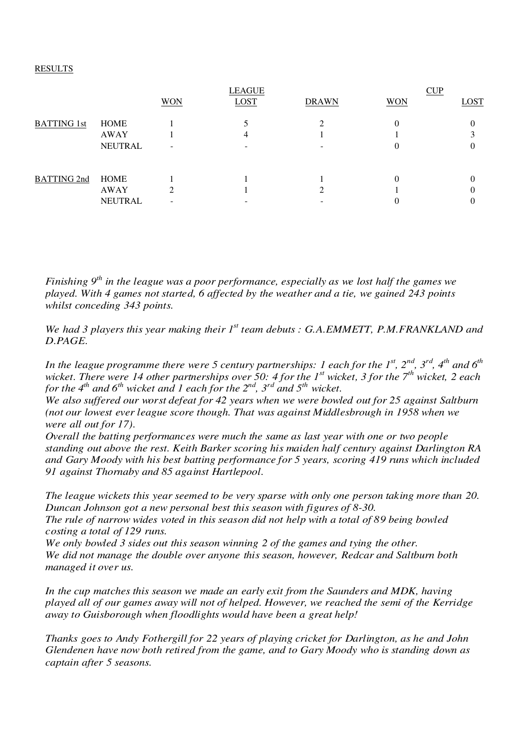RESULTS

| | | LEAGUE | | | CUP | |
|---|---|---|---|---|---|---|
| | | WON | LOST | DRAWN | WON | LOST |
| BATTING 1st | HOME | 1 | 5 | 2 | 0 | 0 |
| | AWAY | 1 | 4 | 1 | 1 | 3 |
| | NEUTRAL | - | - | - | 0 | 0 |
| BATTING 2nd | HOME | 1 | 1 | 1 | 0 | 0 |
| | AWAY | 2 | 1 | 2 | 1 | 0 |
| | NEUTRAL | - | - | - | 0 | 0 |

*Finishing 9th in the league was a poor performance, especially as we lost half the games we played. With 4 games not started, 6 affected by the weather and a tie, we gained 243 points whilst conceding 343 points.*

*We had 3 players this year making their 1st team debuts : G.A.EMMETT, P.M.FRANKLAND and D.PAGE.*

*In the league programme there were 5 century partnerships: 1 each for the 1st, 2nd, 3rd, 4th and 6th wicket. There were 14 other partnerships over 50: 4 for the 1st wicket, 3 for the 7th wicket, 2 each for the 4th and 6th wicket and 1 each for the 2nd, 3rd and 5th wicket.*
*We also suffered our worst defeat for 42 years when we were bowled out for 25 against Saltburn (not our lowest ever league score though. That was against Middlesbrough in 1958 when we were all out for 17).*
*Overall the batting performances were much the same as last year with one or two people standing out above the rest. Keith Barker scoring his maiden half century against Darlington RA and Gary Moody with his best batting performance for 5 years, scoring 419 runs which included 91 against Thornaby and 85 against Hartlepool.*

*The league wickets this year seemed to be very sparse with only one person taking more than 20. Duncan Johnson got a new personal best this season with figures of 8-30.*
*The rule of narrow wides voted in this season did not help with a total of 89 being bowled costing a total of 129 runs.*
*We only bowled 3 sides out this season winning 2 of the games and tying the other.*
*We did not manage the double over anyone this season, however, Redcar and Saltburn both managed it over us.*

*In the cup matches this season we made an early exit from the Saunders and MDK, having played all of our games away will not of helped. However, we reached the semi of the Kerridge away to Guisborough when floodlights would have been a great help!*

*Thanks goes to Andy Fothergill for 22 years of playing cricket for Darlington, as he and John Glendenen have now both retired from the game, and to Gary Moody who is standing down as captain after 5 seasons.*